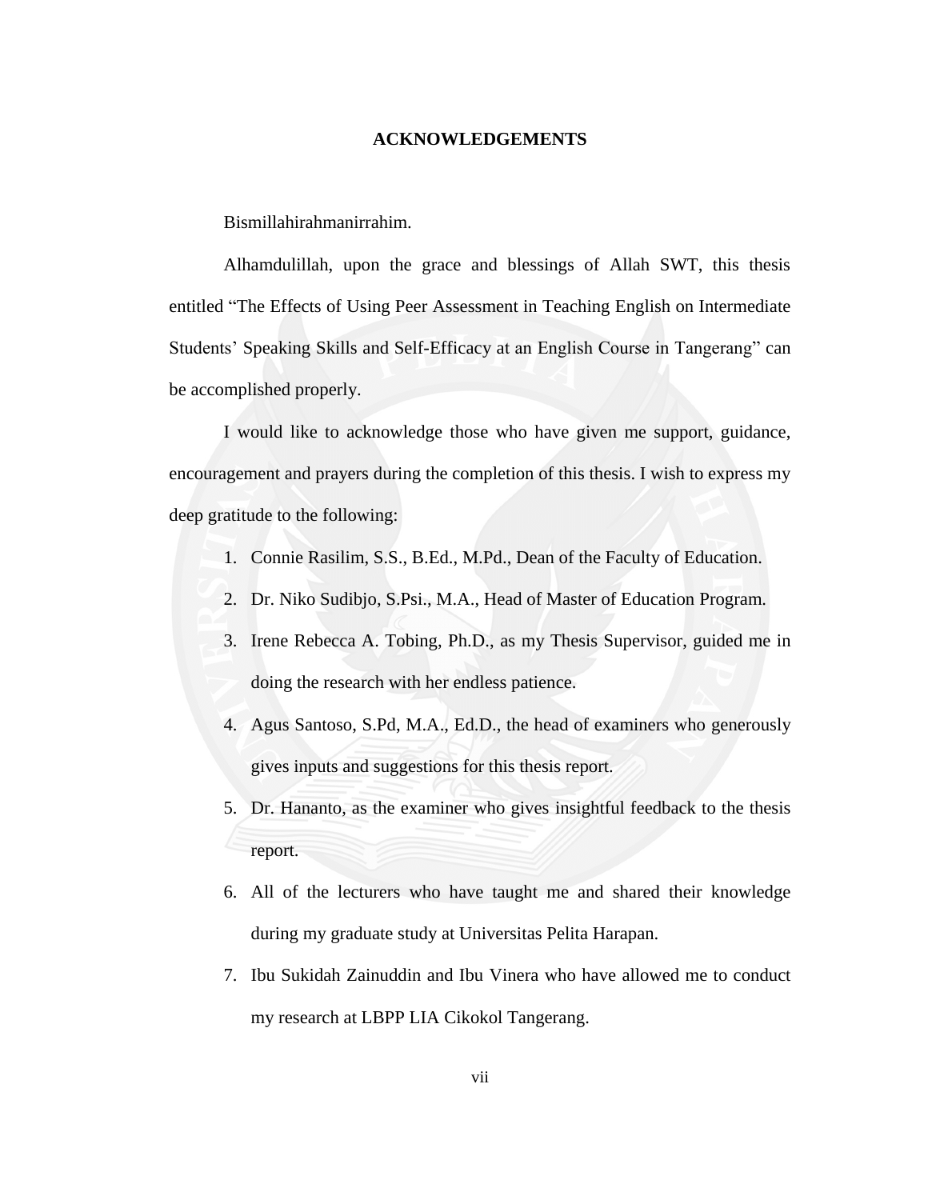# ACKNOWLEDGEMENTS

Bismillahirahmanirrahim.

Alhamdulillah, upon the grace and blessings of Allah SWT, this thesis entitled "The Effects of Using Peer Assessment in Teaching English on Intermediate Students' Speaking Skills and Self-Efficacy at an English Course in Tangerang" can be accomplished properly.

I would like to acknowledge those who have given me support, guidance, encouragement and prayers during the completion of this thesis. I wish to express my deep gratitude to the following:

1. Connie Rasilim, S.S., B.Ed., M.Pd., Dean of the Faculty of Education.
2. Dr. Niko Sudibjo, S.Psi., M.A., Head of Master of Education Program.
3. Irene Rebecca A. Tobing, Ph.D., as my Thesis Supervisor, guided me in doing the research with her endless patience.
4. Agus Santoso, S.Pd, M.A., Ed.D., the head of examiners who generously gives inputs and suggestions for this thesis report.
5. Dr. Hananto, as the examiner who gives insightful feedback to the thesis report.
6. All of the lecturers who have taught me and shared their knowledge during my graduate study at Universitas Pelita Harapan.
7. Ibu Sukidah Zainuddin and Ibu Vinera who have allowed me to conduct my research at LBPP LIA Cikokol Tangerang.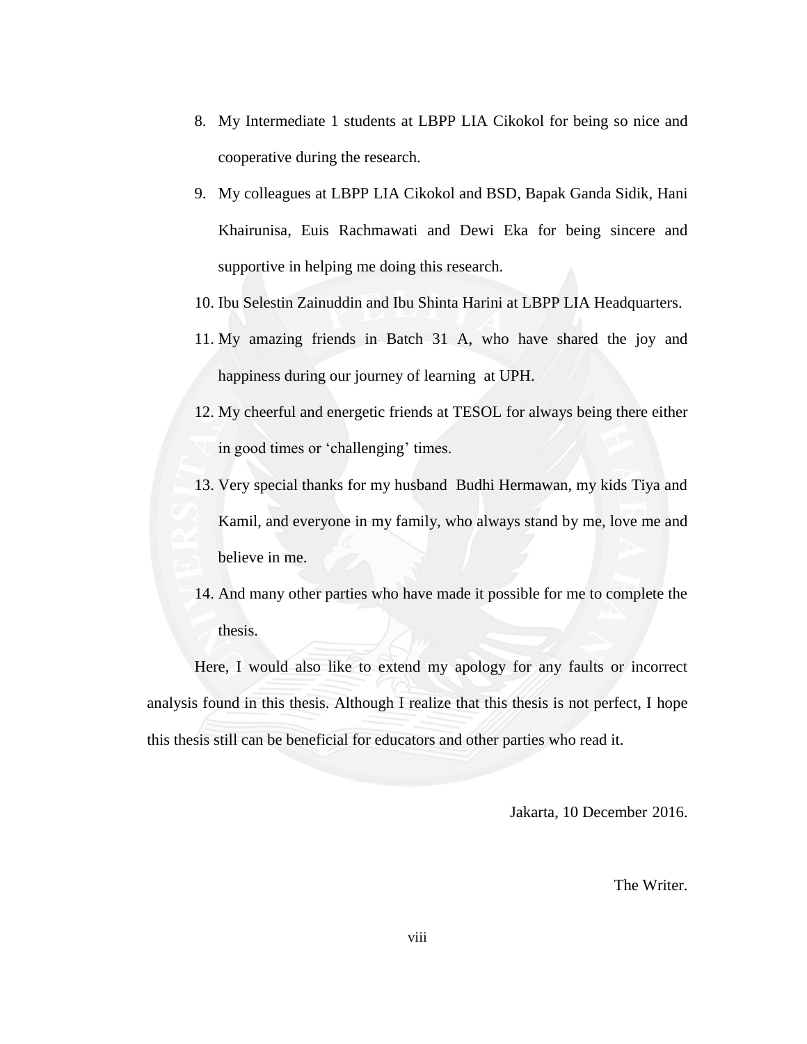8. My Intermediate 1 students at LBPP LIA Cikokol for being so nice and cooperative during the research.
9. My colleagues at LBPP LIA Cikokol and BSD, Bapak Ganda Sidik, Hani Khairunisa, Euis Rachmawati and Dewi Eka for being sincere and supportive in helping me doing this research.
10. Ibu Selestin Zainuddin and Ibu Shinta Harini at LBPP LIA Headquarters.
11. My amazing friends in Batch 31 A, who have shared the joy and happiness during our journey of learning at UPH.
12. My cheerful and energetic friends at TESOL for always being there either in good times or ‘challenging’ times.
13. Very special thanks for my husband Budhi Hermawan, my kids Tiya and Kamil, and everyone in my family, who always stand by me, love me and believe in me.
14. And many other parties who have made it possible for me to complete the thesis.

Here, I would also like to extend my apology for any faults or incorrect analysis found in this thesis. Although I realize that this thesis is not perfect, I hope this thesis still can be beneficial for educators and other parties who read it.

Jakarta, 10 December 2016.

The Writer.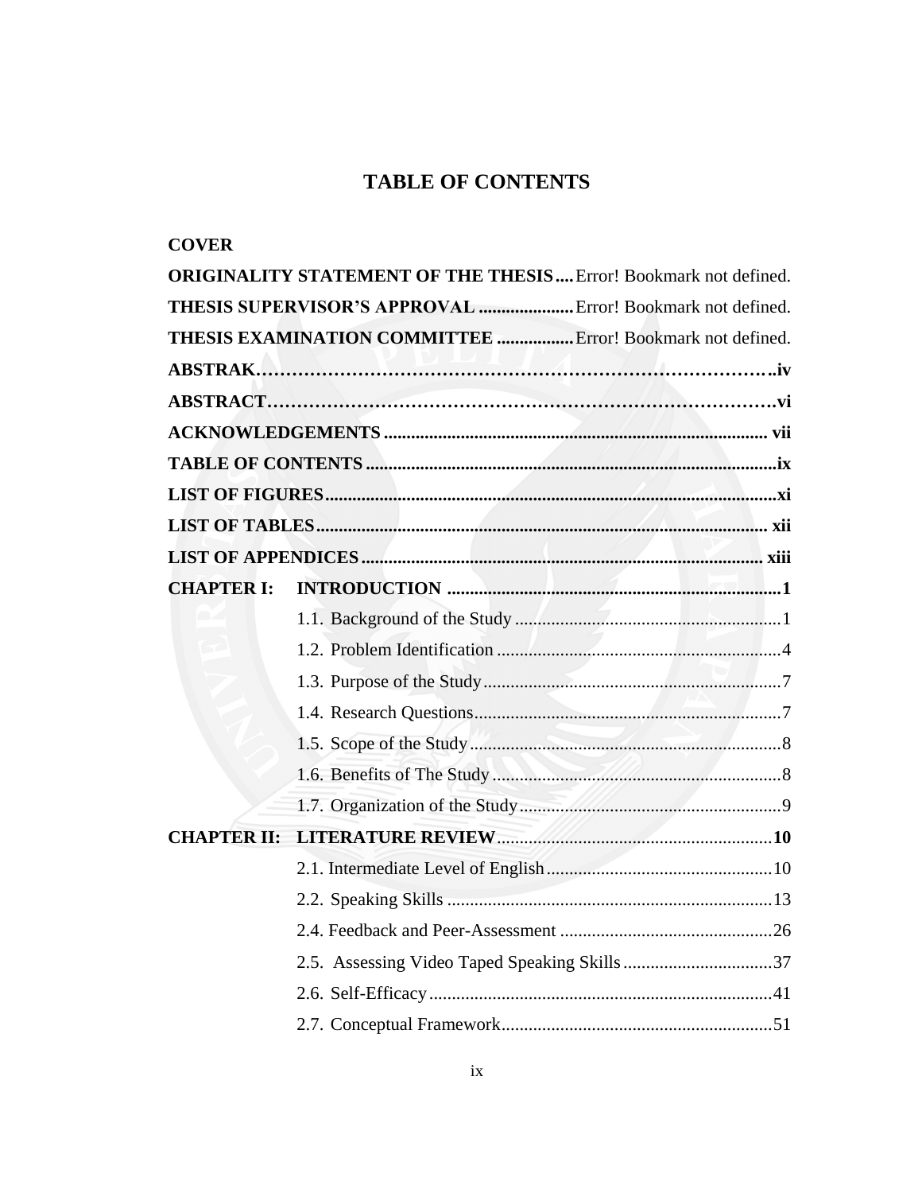# TABLE OF CONTENTS

**COVER**

**ORIGINALITY STATEMENT OF THE THESIS** .... Error! Bookmark not defined.

**THESIS SUPERVISOR'S APPROVAL** .................... Error! Bookmark not defined.

**THESIS EXAMINATION COMMITTEE** ................ Error! Bookmark not defined.

**ABSTRAK** ..................................................................................... iv

**ABSTRACT** ..................................................................................... vi

**ACKNOWLEDGEMENTS** ................................................................... vii

**TABLE OF CONTENTS** ....................................................................... ix

**LIST OF FIGURES** ............................................................................. xi

**LIST OF TABLES** ............................................................................... xii

**LIST OF APPENDICES** ....................................................................... xiii

**CHAPTER I: INTRODUCTION** .............................................................. 1

- 1.1. Background of the Study ........................................................ 1
- 1.2. Problem Identification ............................................................ 4
- 1.3. Purpose of the Study ............................................................... 7
- 1.4. Research Questions .................................................................. 7
- 1.5. Scope of the Study .................................................................... 8
- 1.6. Benefits of The Study .............................................................. 8
- 1.7. Organization of the Study ........................................................ 9

**CHAPTER II: LITERATURE REVIEW** ..................................................... 10

- 2.1. Intermediate Level of English ................................................. 10
- 2.2. Speaking Skills ........................................................................ 13
- 2.4. Feedback and Peer-Assessment ............................................... 26
- 2.5. Assessing Video Taped Speaking Skills ................................... 37
- 2.6. Self-Efficacy ............................................................................ 41
- 2.7. Conceptual Framework ............................................................ 51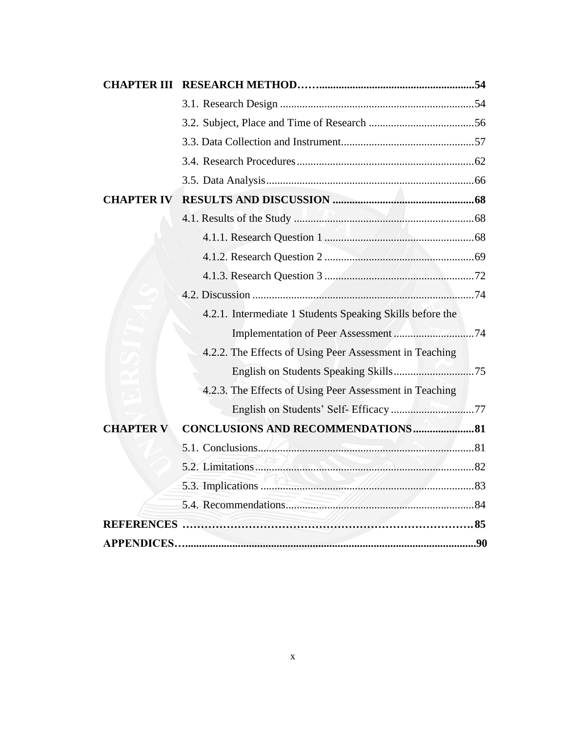| | | |
|---|---|---|
| **CHAPTER III** | **RESEARCH METHOD……** | **54** |
| | 3.1. Research Design | 54 |
| | 3.2. Subject, Place and Time of Research | 56 |
| | 3.3. Data Collection and Instrument | 57 |
| | 3.4. Research Procedures | 62 |
| | 3.5. Data Analysis | 66 |
| **CHAPTER IV** | **RESULTS AND DISCUSSION** | **68** |
| | 4.1. Results of the Study | 68 |
| | 4.1.1. Research Question 1 | 68 |
| | 4.1.2. Research Question 2 | 69 |
| | 4.1.3. Research Question 3 | 72 |
| | 4.2. Discussion | 74 |
| | 4.2.1. Intermediate 1 Students Speaking Skills before the Implementation of Peer Assessment | 74 |
| | 4.2.2. The Effects of Using Peer Assessment in Teaching English on Students Speaking Skills | 75 |
| | 4.2.3. The Effects of Using Peer Assessment in Teaching English on Students' Self- Efficacy | 77 |
| **CHAPTER V** | **CONCLUSIONS AND RECOMMENDATIONS** | **81** |
| | 5.1. Conclusions | 81 |
| | 5.2. Limitations | 82 |
| | 5.3. Implications | 83 |
| | 5.4. Recommendations | 84 |
| **REFERENCES** | | **85** |
| **APPENDICES…** | | **90** |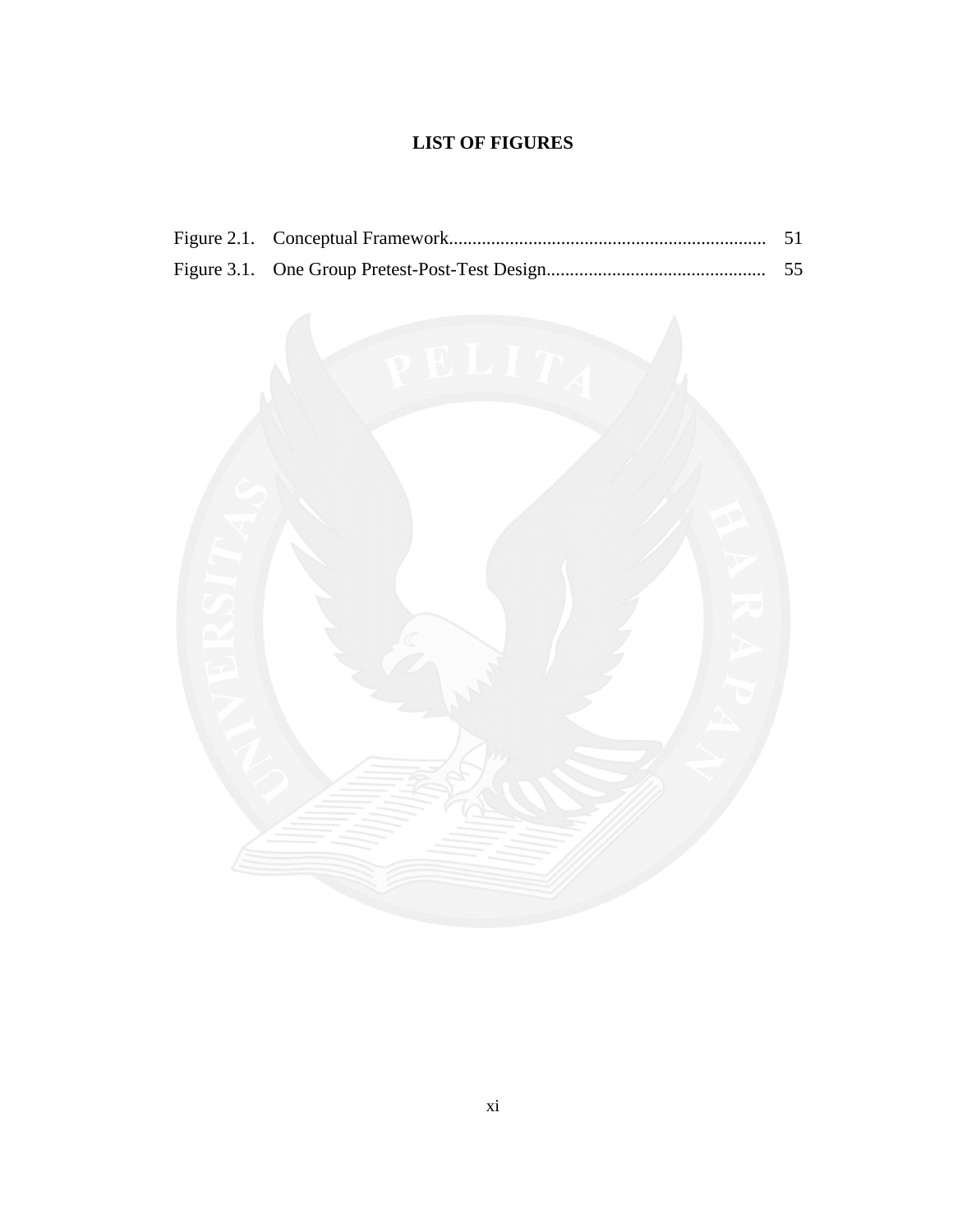# LIST OF FIGURES

Figure 2.1. Conceptual Framework.................................................................... 51

Figure 3.1. One Group Pretest-Post-Test Design............................................... 55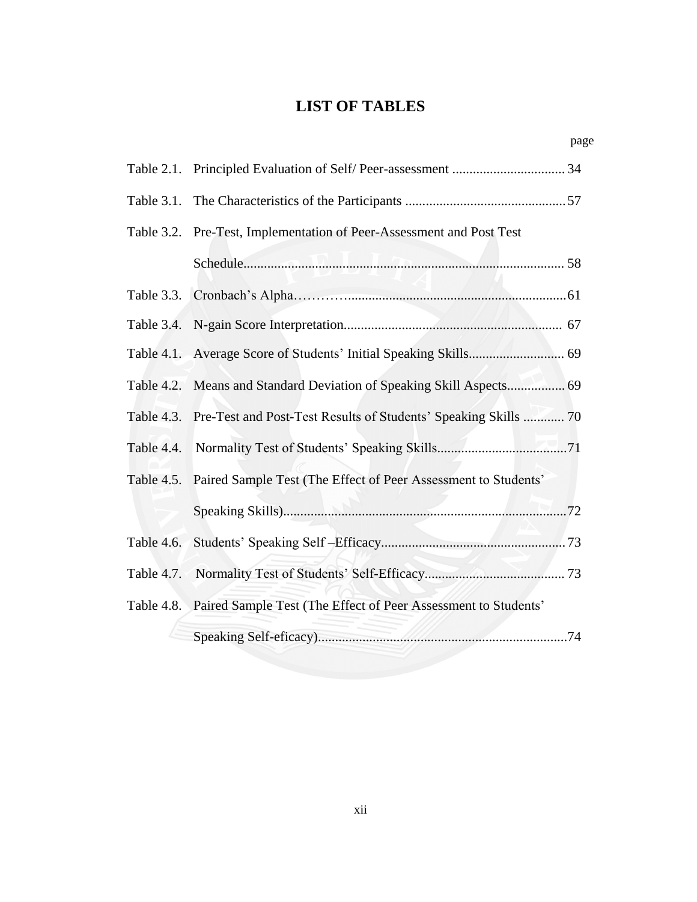# LIST OF TABLES

| | | page |
|---|---|---|
| Table 2.1. | Principled Evaluation of Self/ Peer-assessment | 34 |
| Table 3.1. | The Characteristics of the Participants | 57 |
| Table 3.2. | Pre-Test, Implementation of Peer-Assessment and Post Test Schedule | 58 |
| Table 3.3. | Cronbach's Alpha | 61 |
| Table 3.4. | N-gain Score Interpretation | 67 |
| Table 4.1. | Average Score of Students' Initial Speaking Skills | 69 |
| Table 4.2. | Means and Standard Deviation of Speaking Skill Aspects | 69 |
| Table 4.3. | Pre-Test and Post-Test Results of Students' Speaking Skills | 70 |
| Table 4.4. | Normality Test of Students' Speaking Skills | 71 |
| Table 4.5. | Paired Sample Test (The Effect of Peer Assessment to Students' Speaking Skills) | 72 |
| Table 4.6. | Students' Speaking Self –Efficacy | 73 |
| Table 4.7. | Normality Test of Students' Self-Efficacy | 73 |
| Table 4.8. | Paired Sample Test (The Effect of Peer Assessment to Students' Speaking Self-eficacy) | 74 |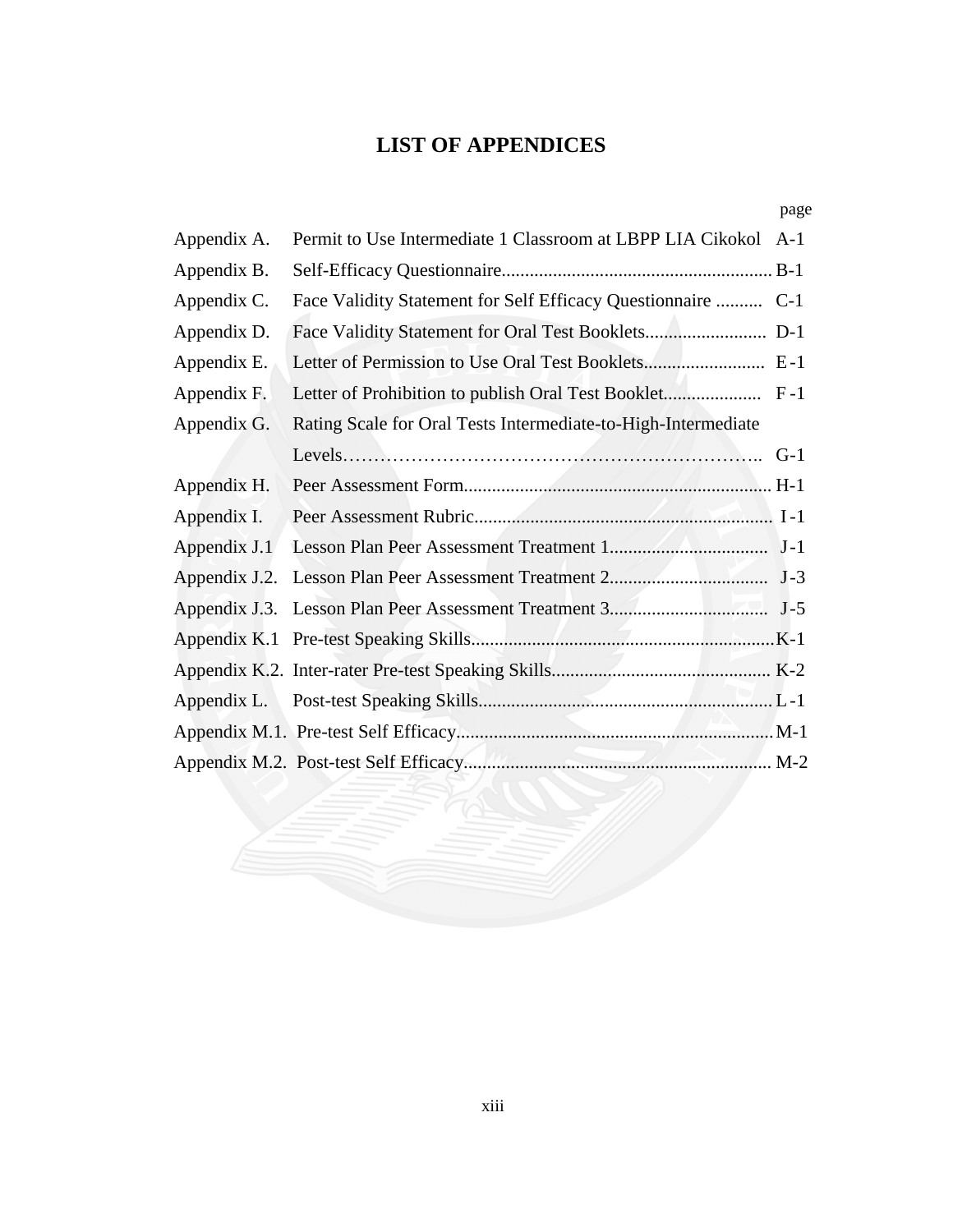# LIST OF APPENDICES

| | | page |
|---|---|---|
| Appendix A. | Permit to Use Intermediate 1 Classroom at LBPP LIA Cikokol | A-1 |
| Appendix B. | Self-Efficacy Questionnaire | B-1 |
| Appendix C. | Face Validity Statement for Self Efficacy Questionnaire | C-1 |
| Appendix D. | Face Validity Statement for Oral Test Booklets | D-1 |
| Appendix E. | Letter of Permission to Use Oral Test Booklets | E-1 |
| Appendix F. | Letter of Prohibition to publish Oral Test Booklet | F-1 |
| Appendix G. | Rating Scale for Oral Tests Intermediate-to-High-Intermediate Levels | G-1 |
| Appendix H. | Peer Assessment Form | H-1 |
| Appendix I. | Peer Assessment Rubric | I-1 |
| Appendix J.1 | Lesson Plan Peer Assessment Treatment 1 | J-1 |
| Appendix J.2. | Lesson Plan Peer Assessment Treatment 2 | J-3 |
| Appendix J.3. | Lesson Plan Peer Assessment Treatment 3 | J-5 |
| Appendix K.1 | Pre-test Speaking Skills | K-1 |
| Appendix K.2. | Inter-rater Pre-test Speaking Skills | K-2 |
| Appendix L. | Post-test Speaking Skills | L-1 |
| Appendix M.1. | Pre-test Self Efficacy | M-1 |
| Appendix M.2. | Post-test Self Efficacy | M-2 |